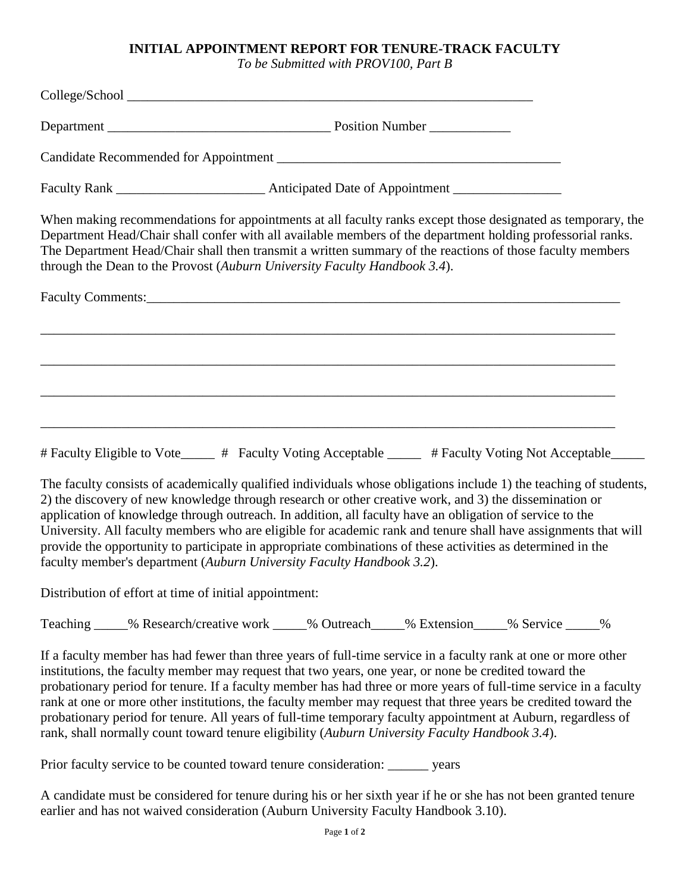**INITIAL APPOINTMENT REPORT FOR TENURE-TRACK FACULTY**

*To be Submitted with PROV100, Part B*

College/School ______________________________________________________________

Department ________________________________ Position Number ____________

Candidate Recommended for Appointment __________________________________________

Faculty Rank ______________________ Anticipated Date of Appointment ________________

When making recommendations for appointments at all faculty ranks except those designated as temporary, the Department Head/Chair shall confer with all available members of the department holding professorial ranks. The Department Head/Chair shall then transmit a written summary of the reactions of those faculty members through the Dean to the Provost (*Auburn University Faculty Handbook 3.4*).

Faculty Comments:___________________________________________________________________________

_____________________________________________________________________________________

_____________________________________________________________________________________

_____________________________________________________________________________________

_____________________________________________________________________________________

# Faculty Eligible to Vote_____ # Faculty Voting Acceptable _____ # Faculty Voting Not Acceptable_____

The faculty consists of academically qualified individuals whose obligations include 1) the teaching of students, 2) the discovery of new knowledge through research or other creative work, and 3) the dissemination or application of knowledge through outreach. In addition, all faculty have an obligation of service to the University. All faculty members who are eligible for academic rank and tenure shall have assignments that will provide the opportunity to participate in appropriate combinations of these activities as determined in the faculty member's department (*Auburn University Faculty Handbook 3.2*).

Distribution of effort at time of initial appointment:

Teaching _____% Research/creative work _____% Outreach_____% Extension_____% Service _____%

If a faculty member has had fewer than three years of full-time service in a faculty rank at one or more other institutions, the faculty member may request that two years, one year, or none be credited toward the probationary period for tenure. If a faculty member has had three or more years of full-time service in a faculty rank at one or more other institutions, the faculty member may request that three years be credited toward the probationary period for tenure. All years of full-time temporary faculty appointment at Auburn, regardless of rank, shall normally count toward tenure eligibility (*Auburn University Faculty Handbook 3.4*).

Prior faculty service to be counted toward tenure consideration: ______ years

A candidate must be considered for tenure during his or her sixth year if he or she has not been granted tenure earlier and has not waived consideration (Auburn University Faculty Handbook 3.10).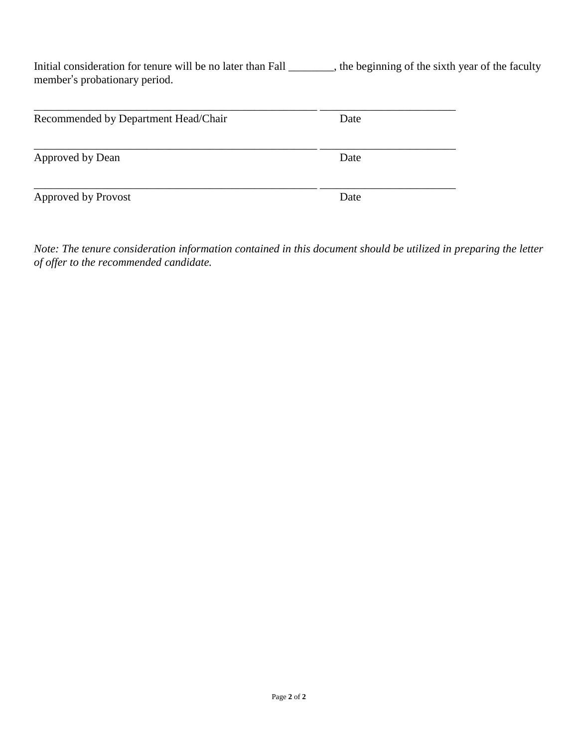Initial consideration for tenure will be no later than Fall ________, the beginning of the sixth year of the faculty member's probationary period.

_____________________________________________________ _________________________
Recommended by Department Head/Chair Date

_____________________________________________________ _________________________
Approved by Dean Date

_____________________________________________________ _________________________
Approved by Provost Date

*Note: The tenure consideration information contained in this document should be utilized in preparing the letter of offer to the recommended candidate.*